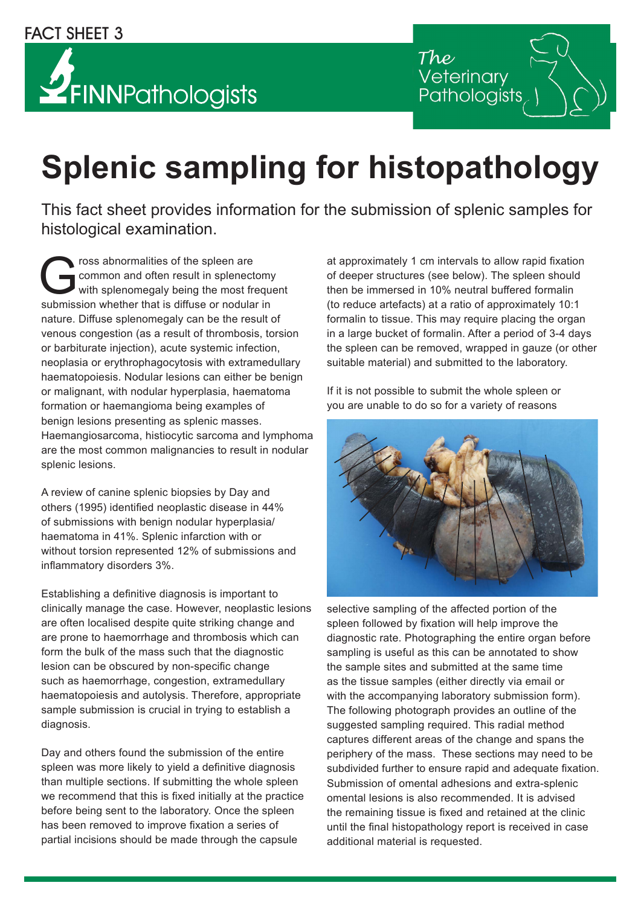FACT SHEET 3

FINNPathologists

The Veterinary Pathologists

# Splenic sampling for histopathology

This fact sheet provides information for the submission of splenic samples for histological examination.

Gross abnormalities of the spleen are common and often result in splenectomy with splenomegaly being the most frequent submission whether that is diffuse or nodular in nature. Diffuse splenomegaly can be the result of venous congestion (as a result of thrombosis, torsion or barbiturate injection), acute systemic infection, neoplasia or erythrophagocytosis with extramedullary haematopoiesis. Nodular lesions can either be benign or malignant, with nodular hyperplasia, haematoma formation or haemangioma being examples of benign lesions presenting as splenic masses. Haemangiosarcoma, histiocytic sarcoma and lymphoma are the most common malignancies to result in nodular splenic lesions.

A review of canine splenic biopsies by Day and others (1995) identified neoplastic disease in 44% of submissions with benign nodular hyperplasia/ haematoma in 41%. Splenic infarction with or without torsion represented 12% of submissions and inflammatory disorders 3%.

Establishing a definitive diagnosis is important to clinically manage the case. However, neoplastic lesions are often localised despite quite striking change and are prone to haemorrhage and thrombosis which can form the bulk of the mass such that the diagnostic lesion can be obscured by non-specific change such as haemorrhage, congestion, extramedullary haematopoiesis and autolysis. Therefore, appropriate sample submission is crucial in trying to establish a diagnosis.

Day and others found the submission of the entire spleen was more likely to yield a definitive diagnosis than multiple sections. If submitting the whole spleen we recommend that this is fixed initially at the practice before being sent to the laboratory. Once the spleen has been removed to improve fixation a series of partial incisions should be made through the capsule at approximately 1 cm intervals to allow rapid fixation of deeper structures (see below). The spleen should then be immersed in 10% neutral buffered formalin (to reduce artefacts) at a ratio of approximately 10:1 formalin to tissue. This may require placing the organ in a large bucket of formalin. After a period of 3-4 days the spleen can be removed, wrapped in gauze (or other suitable material) and submitted to the laboratory.

If it is not possible to submit the whole spleen or you are unable to do so for a variety of reasons selective sampling of the affected portion of the spleen followed by fixation will help improve the diagnostic rate. Photographing the entire organ before sampling is useful as this can be annotated to show the sample sites and submitted at the same time as the tissue samples (either directly via email or with the accompanying laboratory submission form). The following photograph provides an outline of the suggested sampling required. This radial method captures different areas of the change and spans the periphery of the mass. These sections may need to be subdivided further to ensure rapid and adequate fixation. Submission of omental adhesions and extra-splenic omental lesions is also recommended. It is advised the remaining tissue is fixed and retained at the clinic until the final histopathology report is received in case additional material is requested.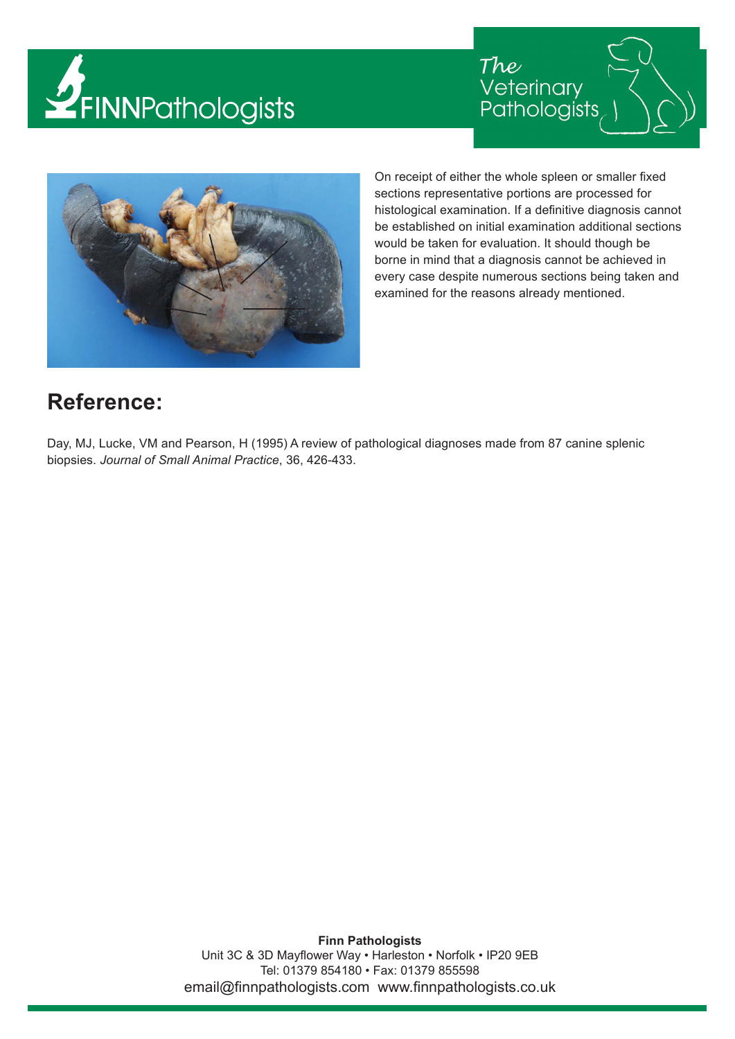On receipt of either the whole spleen or smaller fixed sections representative portions are processed for histological examination. If a definitive diagnosis cannot be established on initial examination additional sections would be taken for evaluation. It should though be borne in mind that a diagnosis cannot be achieved in every case despite numerous sections being taken and examined for the reasons already mentioned.

## Reference:

Day, MJ, Lucke, VM and Pearson, H (1995) A review of pathological diagnoses made from 87 canine splenic biopsies. *Journal of Small Animal Practice*, 36, 426-433.

**Finn Pathologists**
Unit 3C & 3D Mayflower Way • Harleston • Norfolk • IP20 9EB
Tel: 01379 854180 • Fax: 01379 855598
email@finnpathologists.com www.finnpathologists.co.uk